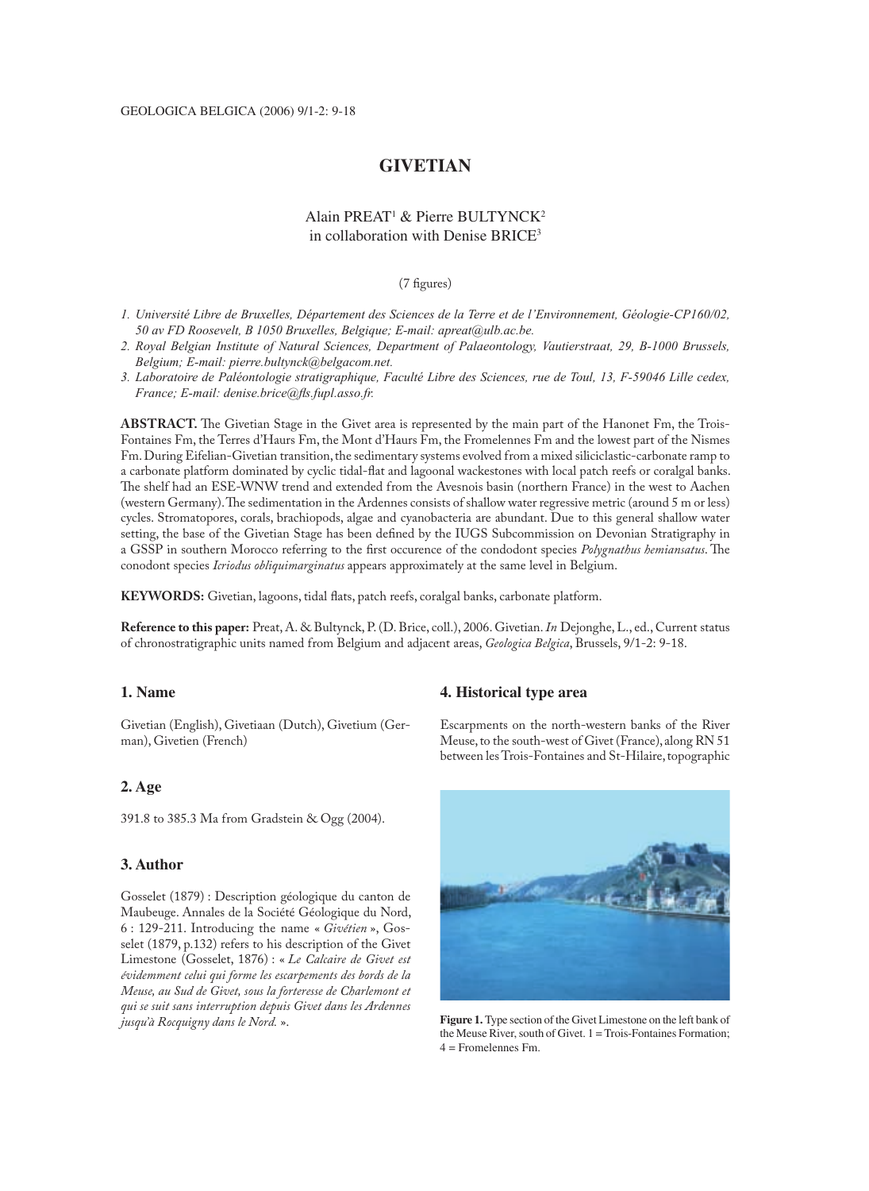# GIVETIAN

Alain PREAT[1] & Pierre BULTYNCK[2]
in collaboration with Denise BRICE[3]

(7 figures)

1. *Université Libre de Bruxelles, Département des Sciences de la Terre et de l'Environnement, Géologie-CP160/02, 50 av FD Roosevelt, B 1050 Bruxelles, Belgique; E-mail: apreat@ulb.ac.be.*
2. *Royal Belgian Institute of Natural Sciences, Department of Palaeontology, Vautierstraat, 29, B-1000 Brussels, Belgium; E-mail: pierre.bultynck@belgacom.net.*
3. *Laboratoire de Paléontologie stratigraphique, Faculté Libre des Sciences, rue de Toul, 13, F-59046 Lille cedex, France; E-mail: denise.brice@fls.fupl.asso.fr.*

**ABSTRACT.** The Givetian Stage in the Givet area is represented by the main part of the Hanonet Fm, the Trois-Fontaines Fm, the Terres d'Haurs Fm, the Mont d'Haurs Fm, the Fromelennes Fm and the lowest part of the Nismes Fm. During Eifelian-Givetian transition, the sedimentary systems evolved from a mixed siliciclastic-carbonate ramp to a carbonate platform dominated by cyclic tidal-flat and lagoonal wackestones with local patch reefs or coralgal banks. The shelf had an ESE-WNW trend and extended from the Avesnois basin (northern France) in the west to Aachen (western Germany). The sedimentation in the Ardennes consists of shallow water regressive metric (around 5 m or less) cycles. Stromatopores, corals, brachiopods, algae and cyanobacteria are abundant. Due to this general shallow water setting, the base of the Givetian Stage has been defined by the IUGS Subcommission on Devonian Stratigraphy in a GSSP in southern Morocco referring to the first occurence of the condodont species *Polygnathus hemiansatus*. The conodont species *Icriodus obliquimarginatus* appears approximately at the same level in Belgium.

**KEYWORDS:** Givetian, lagoons, tidal flats, patch reefs, coralgal banks, carbonate platform.

**Reference to this paper:** Preat, A. & Bultynck, P. (D. Brice, coll.), 2006. Givetian. *In* Dejonghe, L., ed., Current status of chronostratigraphic units named from Belgium and adjacent areas, *Geologica Belgica*, Brussels, 9/1-2: 9-18.

## 1. Name

Givetian (English), Givetiaan (Dutch), Givetium (German), Givetien (French)

## 2. Age

391.8 to 385.3 Ma from Gradstein & Ogg (2004).

## 3. Author

Gosselet (1879) : Description géologique du canton de Maubeuge. Annales de la Société Géologique du Nord, 6 : 129-211. Introducing the name « *Givétien* », Gosselet (1879, p.132) refers to his description of the Givet Limestone (Gosselet, 1876) : « *Le Calcaire de Givet est évidemment celui qui forme les escarpements des bords de la Meuse, au Sud de Givet, sous la forteresse de Charlemont et qui se suit sans interruption depuis Givet dans les Ardennes jusqu'à Rocquigny dans le Nord.* ».

## 4. Historical type area

Escarpments on the north-western banks of the River Meuse, to the south-west of Givet (France), along RN 51 between les Trois-Fontaines and St-Hilaire, topographic

**Figure 1.** Type section of the Givet Limestone on the left bank of the Meuse River, south of Givet. 1 = Trois-Fontaines Formation; 4 = Fromelennes Fm.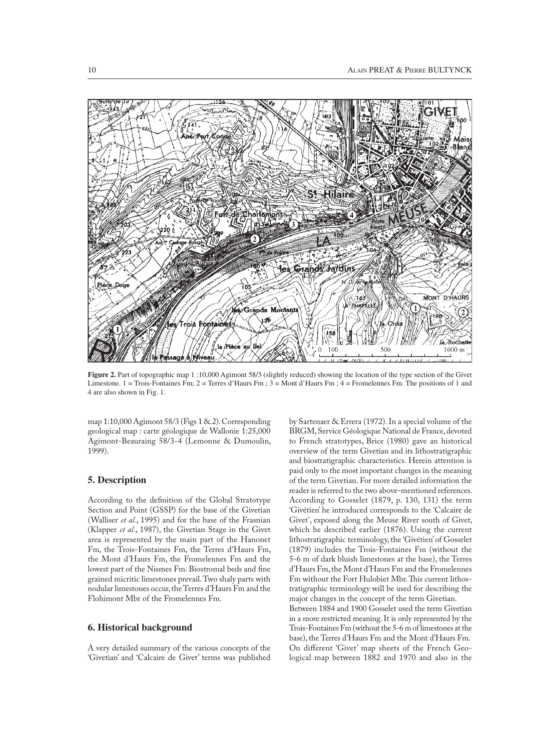**Figure 2.** Part of topographic map 1 :10,000 Agimont 58/3 (slightly reduced) showing the location of the type section of the Givet Limestone. 1 = Trois-Fontaines Fm; 2 = Terres d'Haurs Fm ; 3 = Mont d'Haurs Fm ; 4 = Fromelennes Fm. The positions of 1 and 4 are also shown in Fig. 1.

map 1:10,000 Agimont 58/3 (Figs 1 & 2). Corresponding geological map : carte géologique de Wallonie 1:25,000 Agimont-Beauraing 58/3-4 (Lemonne & Dumoulin, 1999).

## 5. Description

According to the definition of the Global Stratotype Section and Point (GSSP) for the base of the Givetian (Walliser *et al.*, 1995) and for the base of the Frasnian (Klapper *et al.*, 1987), the Givetian Stage in the Givet area is represented by the main part of the Hanonet Fm, the Trois-Fontaines Fm, the Terres d'Haurs Fm, the Mont d'Haurs Fm, the Fromelennes Fm and the lowest part of the Nismes Fm. Biostromal beds and fine grained micritic limestones prevail. Two shaly parts with nodular limestones occur, the Terres d'Haurs Fm and the Flohimont Mbr of the Fromelennes Fm.

## 6. Historical background

A very detailed summary of the various concepts of the 'Givetian' and 'Calcaire de Givet' terms was published by Sartenaer & Errera (1972). In a special volume of the BRGM, Service Géologique National de France, devoted to French stratotypes, Brice (1980) gave an historical overview of the term Givetian and its lithostratigraphic and biostratigraphic characteristics. Herein attention is paid only to the most important changes in the meaning of the term Givetian. For more detailed information the reader is referred to the two above-mentioned references. According to Gosselet (1879, p. 130, 131) the term 'Givétien' he introduced corresponds to the 'Calcaire de Givet', exposed along the Meuse River south of Givet, which he described earlier (1876). Using the current lithostratigraphic terminology, the 'Givétien' of Gosselet (1879) includes the Trois-Fontaines Fm (without the 5-6 m of dark bluish limestones at the base), the Terres d'Haurs Fm, the Mont d'Haurs Fm and the Fromelennes Fm without the Fort Hulobiet Mbr. This current lithostratigraphic terminology will be used for describing the major changes in the concept of the term Givetian.

Between 1884 and 1900 Gosselet used the term Givetian in a more restricted meaning. It is only represented by the Trois-Fontaines Fm (without the 5-6 m of limestones at the base), the Terres d'Haurs Fm and the Mont d'Haurs Fm. On different 'Givet' map sheets of the French Geological map between 1882 and 1970 and also in the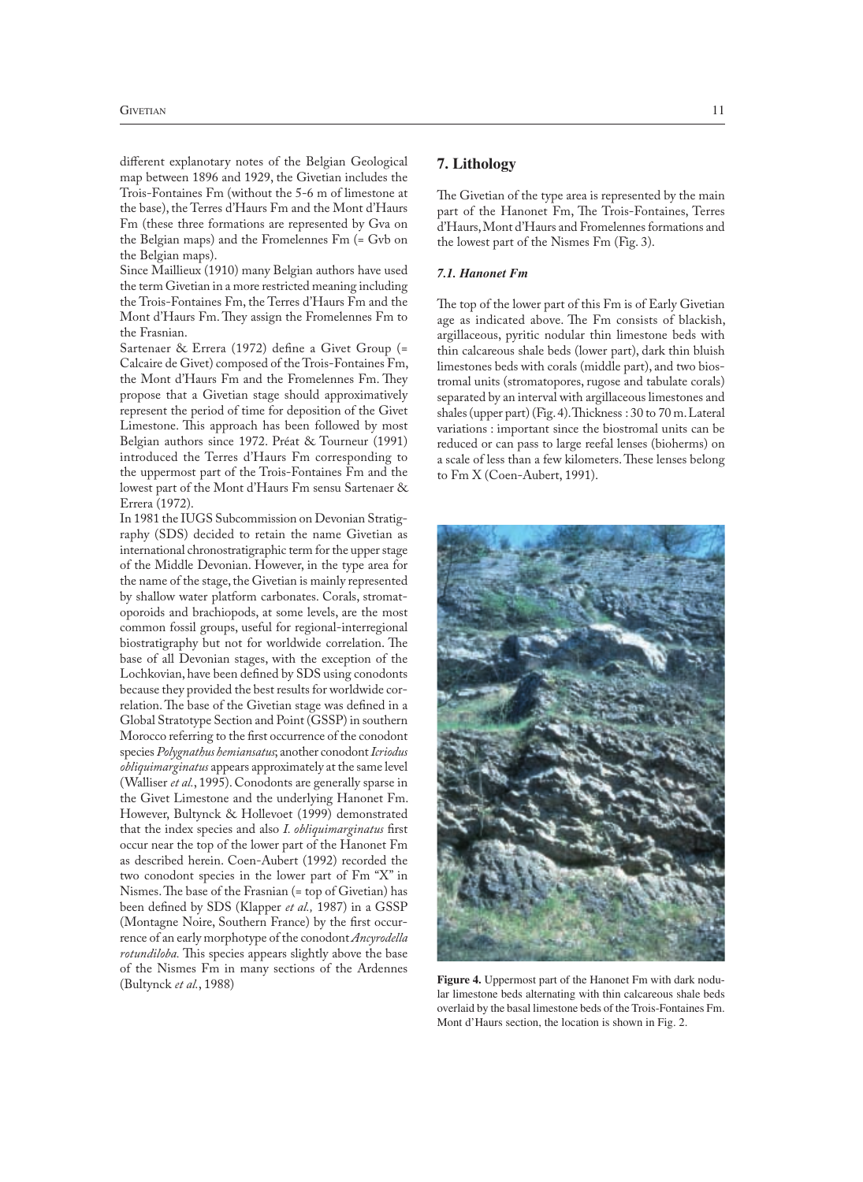different explanatory notes of the Belgian Geological map between 1896 and 1929, the Givetian includes the Trois-Fontaines Fm (without the 5-6 m of limestone at the base), the Terres d'Haurs Fm and the Mont d'Haurs Fm (these three formations are represented by Gva on the Belgian maps) and the Fromelennes Fm (= Gvb on the Belgian maps).

Since Maillieux (1910) many Belgian authors have used the term Givetian in a more restricted meaning including the Trois-Fontaines Fm, the Terres d'Haurs Fm and the Mont d'Haurs Fm. They assign the Fromelennes Fm to the Frasnian.

Sartenaer & Errera (1972) define a Givet Group (= Calcaire de Givet) composed of the Trois-Fontaines Fm, the Mont d'Haurs Fm and the Fromelennes Fm. They propose that a Givetian stage should approximatively represent the period of time for deposition of the Givet Limestone. This approach has been followed by most Belgian authors since 1972. Préat & Tourneur (1991) introduced the Terres d'Haurs Fm corresponding to the uppermost part of the Trois-Fontaines Fm and the lowest part of the Mont d'Haurs Fm sensu Sartenaer & Errera (1972).

In 1981 the IUGS Subcommission on Devonian Stratigraphy (SDS) decided to retain the name Givetian as international chronostratigraphic term for the upper stage of the Middle Devonian. However, in the type area for the name of the stage, the Givetian is mainly represented by shallow water platform carbonates. Corals, stromatoporoids and brachiopods, at some levels, are the most common fossil groups, useful for regional-interregional biostratigraphy but not for worldwide correlation. The base of all Devonian stages, with the exception of the Lochkovian, have been defined by SDS using conodonts because they provided the best results for worldwide correlation. The base of the Givetian stage was defined in a Global Stratotype Section and Point (GSSP) in southern Morocco referring to the first occurrence of the conodont species *Polygnathus hemiansatus*; another conodont *Icriodus obliquimarginatus* appears approximately at the same level (Walliser *et al.*, 1995). Conodonts are generally sparse in the Givet Limestone and the underlying Hanonet Fm. However, Bultynck & Hollevoet (1999) demonstrated that the index species and also *I. obliquimarginatus* first occur near the top of the lower part of the Hanonet Fm as described herein. Coen-Aubert (1992) recorded the two conodont species in the lower part of Fm "X" in Nismes. The base of the Frasnian (= top of Givetian) has been defined by SDS (Klapper *et al.,* 1987) in a GSSP (Montagne Noire, Southern France) by the first occurrence of an early morphotype of the conodont *Ancyrodella rotundiloba.* This species appears slightly above the base of the Nismes Fm in many sections of the Ardennes (Bultynck *et al.*, 1988)

## 7. Lithology

The Givetian of the type area is represented by the main part of the Hanonet Fm, The Trois-Fontaines, Terres d'Haurs, Mont d'Haurs and Fromelennes formations and the lowest part of the Nismes Fm (Fig. 3).

### *7.1. Hanonet Fm*

The top of the lower part of this Fm is of Early Givetian age as indicated above. The Fm consists of blackish, argillaceous, pyritic nodular thin limestone beds with thin calcareous shale beds (lower part), dark thin bluish limestones beds with corals (middle part), and two biostromal units (stromatopores, rugose and tabulate corals) separated by an interval with argillaceous limestones and shales (upper part) (Fig. 4). Thickness : 30 to 70 m. Lateral variations : important since the biostromal units can be reduced or can pass to large reefal lenses (bioherms) on a scale of less than a few kilometers. These lenses belong to Fm X (Coen-Aubert, 1991).

**Figure 4.** Uppermost part of the Hanonet Fm with dark nodular limestone beds alternating with thin calcareous shale beds overlaid by the basal limestone beds of the Trois-Fontaines Fm. Mont d'Haurs section, the location is shown in Fig. 2.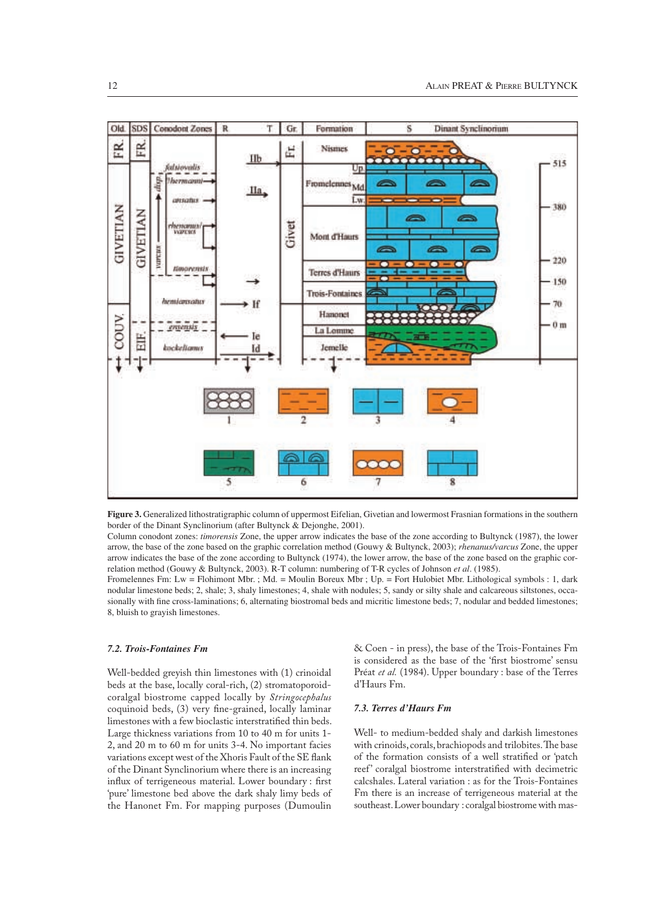**Figure 3.** Generalized lithostratigraphic column of uppermost Eifelian, Givetian and lowermost Frasnian formations in the southern border of the Dinant Synclinorium (after Bultynck & Dejonghe, 2001).

Column conodont zones: *timorensis* Zone, the upper arrow indicates the base of the zone according to Bultynck (1987), the lower arrow, the base of the zone based on the graphic correlation method (Gouwy & Bultynck, 2003); *rhenanus/varcus* Zone, the upper arrow indicates the base of the zone according to Bultynck (1974), the lower arrow, the base of the zone based on the graphic correlation method (Gouwy & Bultynck, 2003). R-T column: numbering of T-R cycles of Johnson *et al*. (1985).

Fromelennes Fm: Lw = Flohimont Mbr. ; Md. = Moulin Boreux Mbr ; Up. = Fort Hulobiet Mbr. Lithological symbols : 1, dark nodular limestone beds; 2, shale; 3, shaly limestones; 4, shale with nodules; 5, sandy or silty shale and calcareous siltstones, occasionally with fine cross-laminations; 6, alternating biostromal beds and micritic limestone beds; 7, nodular and bedded limestones; 8, bluish to grayish limestones.

### *7.2. Trois-Fontaines Fm*

Well-bedded greyish thin limestones with (1) crinoidal beds at the base, locally coral-rich, (2) stromatoporoid-coralgal biostrome capped locally by *Stringocephalus* coquinoid beds, (3) very fine-grained, locally laminar limestones with a few bioclastic interstratified thin beds. Large thickness variations from 10 to 40 m for units 1-2, and 20 m to 60 m for units 3-4. No important facies variations except west of the Xhoris Fault of the SE flank of the Dinant Synclinorium where there is an increasing influx of terrigeneous material. Lower boundary : first 'pure' limestone bed above the dark shaly limy beds of the Hanonet Fm. For mapping purposes (Dumoulin & Coen - in press), the base of the Trois-Fontaines Fm is considered as the base of the 'first biostrome' sensu Préat *et al.* (1984). Upper boundary : base of the Terres d'Haurs Fm.

### *7.3. Terres d'Haurs Fm*

Well- to medium-bedded shaly and darkish limestones with crinoids, corals, brachiopods and trilobites. The base of the formation consists of a well stratified or 'patch reef' coralgal biostrome interstratified with decimetric calcshales. Lateral variation : as for the Trois-Fontaines Fm there is an increase of terrigeneous material at the southeast. Lower boundary : coralgal biostrome with mas-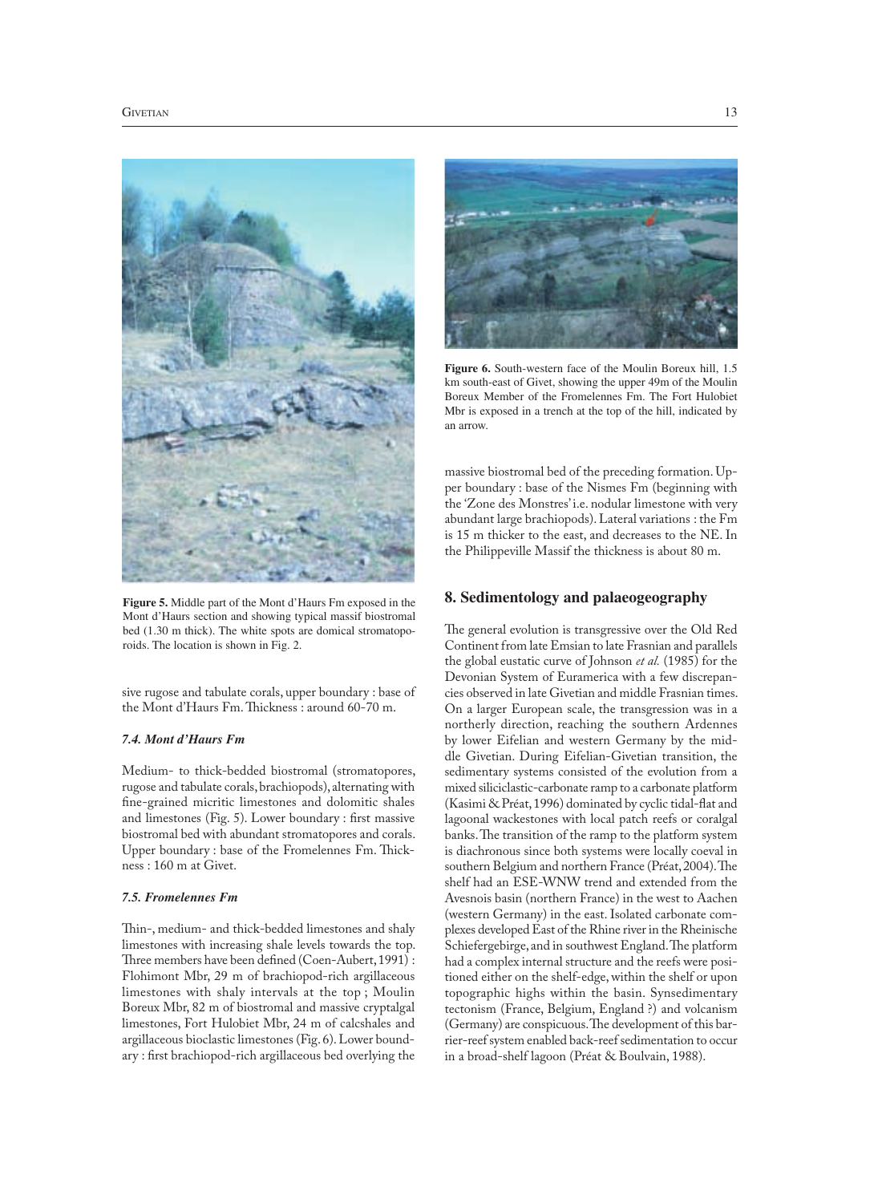Figure 5. Middle part of the Mont d'Haurs Fm exposed in the Mont d'Haurs section and showing typical massif biostromal bed (1.30 m thick). The white spots are domical stromatoporoids. The location is shown in Fig. 2.

sive rugose and tabulate corals, upper boundary : base of the Mont d'Haurs Fm. Thickness : around 60-70 m.

### 7.4. Mont d'Haurs Fm

Medium- to thick-bedded biostromal (stromatopores, rugose and tabulate corals, brachiopods), alternating with fine-grained micritic limestones and dolomitic shales and limestones (Fig. 5). Lower boundary : first massive biostromal bed with abundant stromatopores and corals. Upper boundary : base of the Fromelennes Fm. Thickness : 160 m at Givet.

### 7.5. Fromelennes Fm

Thin-, medium- and thick-bedded limestones and shaly limestones with increasing shale levels towards the top. Three members have been defined (Coen-Aubert, 1991) : Flohimont Mbr, 29 m of brachiopod-rich argillaceous limestones with shaly intervals at the top ; Moulin Boreux Mbr, 82 m of biostromal and massive cryptalgal limestones, Fort Hulobiet Mbr, 24 m of calcshales and argillaceous bioclastic limestones (Fig. 6). Lower boundary : first brachiopod-rich argillaceous bed overlying the massive biostromal bed of the preceding formation. Upper boundary : base of the Nismes Fm (beginning with the 'Zone des Monstres' i.e. nodular limestone with very abundant large brachiopods). Lateral variations : the Fm is 15 m thicker to the east, and decreases to the NE. In the Philippeville Massif the thickness is about 80 m.

Figure 6. South-western face of the Moulin Boreux hill, 1.5 km south-east of Givet, showing the upper 49m of the Moulin Boreux Member of the Fromelennes Fm. The Fort Hulobiet Mbr is exposed in a trench at the top of the hill, indicated by an arrow.

## 8. Sedimentology and palaeogeography

The general evolution is transgressive over the Old Red Continent from late Emsian to late Frasnian and parallels the global eustatic curve of Johnson *et al.* (1985) for the Devonian System of Euramerica with a few discrepancies observed in late Givetian and middle Frasnian times. On a larger European scale, the transgression was in a northerly direction, reaching the southern Ardennes by lower Eifelian and western Germany by the middle Givetian. During Eifelian-Givetian transition, the sedimentary systems consisted of the evolution from a mixed siliciclastic-carbonate ramp to a carbonate platform (Kasimi & Préat, 1996) dominated by cyclic tidal-flat and lagoonal wackestones with local patch reefs or coralgal banks. The transition of the ramp to the platform system is diachronous since both systems were locally coeval in southern Belgium and northern France (Préat, 2004). The shelf had an ESE-WNW trend and extended from the Avesnois basin (northern France) in the west to Aachen (western Germany) in the east. Isolated carbonate complexes developed East of the Rhine river in the Rheinische Schiefergebirge, and in southwest England. The platform had a complex internal structure and the reefs were positioned either on the shelf-edge, within the shelf or upon topographic highs within the basin. Synsedimentary tectonism (France, Belgium, England ?) and volcanism (Germany) are conspicuous. The development of this barrier-reef system enabled back-reef sedimentation to occur in a broad-shelf lagoon (Préat & Boulvain, 1988).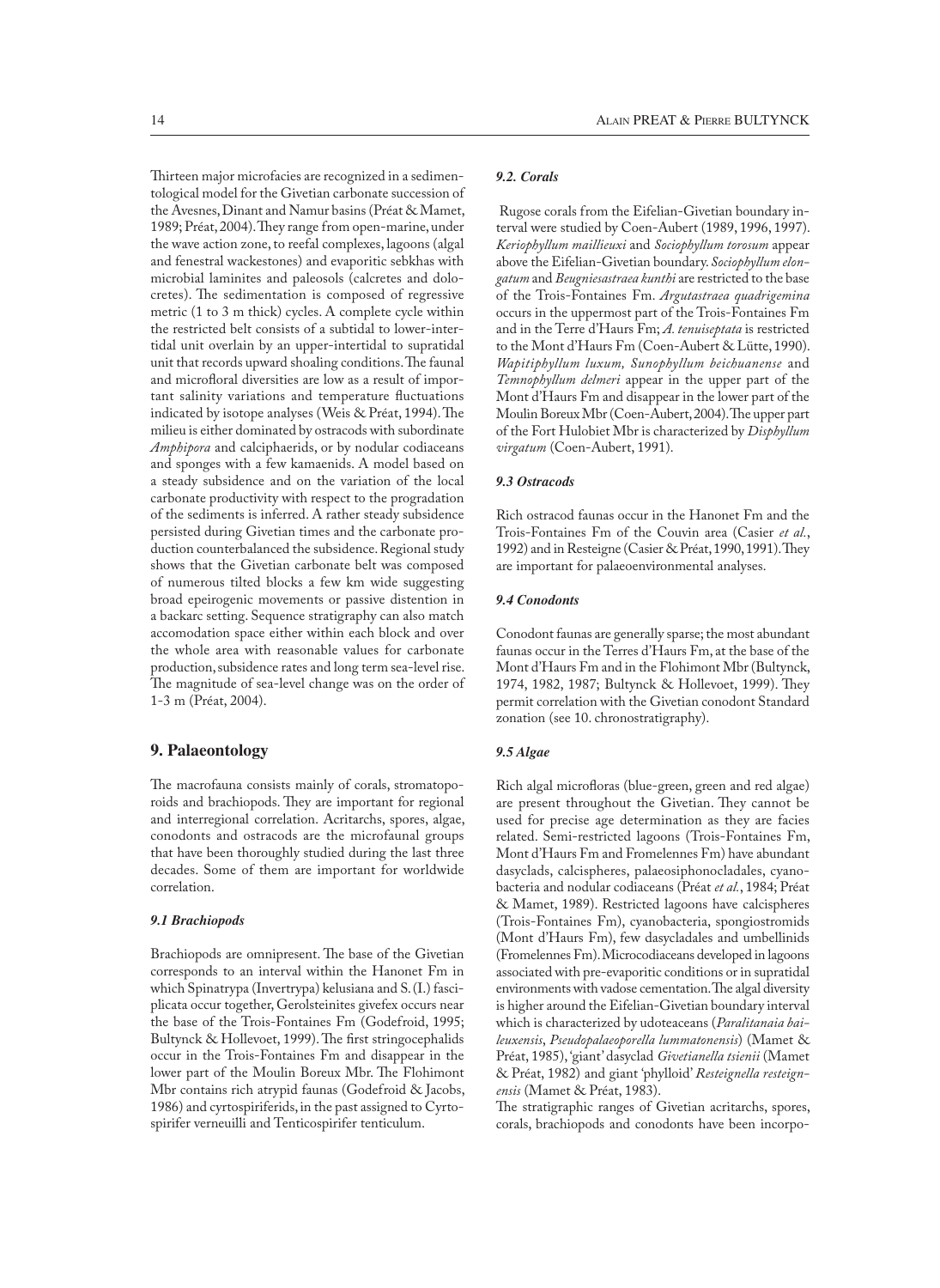Thirteen major microfacies are recognized in a sedimentological model for the Givetian carbonate succession of the Avesnes, Dinant and Namur basins (Préat & Mamet, 1989; Préat, 2004). They range from open-marine, under the wave action zone, to reefal complexes, lagoons (algal and fenestral wackestones) and evaporitic sebkhas with microbial laminites and paleosols (calcretes and dolocretes). The sedimentation is composed of regressive metric (1 to 3 m thick) cycles. A complete cycle within the restricted belt consists of a subtidal to lower-intertidal unit overlain by an upper-intertidal to supratidal unit that records upward shoaling conditions. The faunal and microfloral diversities are low as a result of important salinity variations and temperature fluctuations indicated by isotope analyses (Weis & Préat, 1994). The milieu is either dominated by ostracods with subordinate *Amphipora* and calciphaerids, or by nodular codiaceans and sponges with a few kamaenids. A model based on a steady subsidence and on the variation of the local carbonate productivity with respect to the progradation of the sediments is inferred. A rather steady subsidence persisted during Givetian times and the carbonate production counterbalanced the subsidence. Regional study shows that the Givetian carbonate belt was composed of numerous tilted blocks a few km wide suggesting broad epeirogenic movements or passive distention in a backarc setting. Sequence stratigraphy can also match accomodation space either within each block and over the whole area with reasonable values for carbonate production, subsidence rates and long term sea-level rise. The magnitude of sea-level change was on the order of 1-3 m (Préat, 2004).

## 9. Palaeontology

The macrofauna consists mainly of corals, stromatoporoids and brachiopods. They are important for regional and interregional correlation. Acritarchs, spores, algae, conodonts and ostracods are the microfaunal groups that have been thoroughly studied during the last three decades. Some of them are important for worldwide correlation.

### 9.1 Brachiopods

Brachiopods are omnipresent. The base of the Givetian corresponds to an interval within the Hanonet Fm in which Spinatrypa (Invertrypa) kelusiana and S. (I.) fasciplicata occur together, Gerolsteinites givefex occurs near the base of the Trois-Fontaines Fm (Godefroid, 1995; Bultynck & Hollevoet, 1999). The first stringocephalids occur in the Trois-Fontaines Fm and disappear in the lower part of the Moulin Boreux Mbr. The Flohimont Mbr contains rich atrypid faunas (Godefroid & Jacobs, 1986) and cyrtospiriferids, in the past assigned to Cyrtospirifer verneuilli and Tenticospirifer tenticulum.

### 9.2. Corals

Rugose corals from the Eifelian-Givetian boundary interval were studied by Coen-Aubert (1989, 1996, 1997). *Keriophyllum maillieuxi* and *Sociophyllum torosum* appear above the Eifelian-Givetian boundary. *Sociophyllum elongatum* and *Beugniesastraea kunthi* are restricted to the base of the Trois-Fontaines Fm. *Argutastraea quadrigemina* occurs in the uppermost part of the Trois-Fontaines Fm and in the Terre d'Haurs Fm; *A. tenuiseptata* is restricted to the Mont d'Haurs Fm (Coen-Aubert & Lütte, 1990). *Wapitiphyllum luxum, Sunophyllum beichuanense* and *Temnophyllum delmeri* appear in the upper part of the Mont d'Haurs Fm and disappear in the lower part of the Moulin Boreux Mbr (Coen-Aubert, 2004). The upper part of the Fort Hulobiet Mbr is characterized by *Disphyllum virgatum* (Coen-Aubert, 1991).

### 9.3 Ostracods

Rich ostracod faunas occur in the Hanonet Fm and the Trois-Fontaines Fm of the Couvin area (Casier *et al.*, 1992) and in Resteigne (Casier & Préat, 1990, 1991). They are important for palaeoenvironmental analyses.

### 9.4 Conodonts

Conodont faunas are generally sparse; the most abundant faunas occur in the Terres d'Haurs Fm, at the base of the Mont d'Haurs Fm and in the Flohimont Mbr (Bultynck, 1974, 1982, 1987; Bultynck & Hollevoet, 1999). They permit correlation with the Givetian conodont Standard zonation (see 10. chronostratigraphy).

### 9.5 Algae

Rich algal microfloras (blue-green, green and red algae) are present throughout the Givetian. They cannot be used for precise age determination as they are facies related. Semi-restricted lagoons (Trois-Fontaines Fm, Mont d'Haurs Fm and Fromelennes Fm) have abundant dasyclads, calcispheres, palaeosiphonocladales, cyanobacteria and nodular codiaceans (Préat *et al.*, 1984; Préat & Mamet, 1989). Restricted lagoons have calcispheres (Trois-Fontaines Fm), cyanobacteria, spongiostromids (Mont d'Haurs Fm), few dasycladales and umbellinids (Fromelennes Fm). Microcodiaceans developed in lagoons associated with pre-evaporitic conditions or in supratidal environments with vadose cementation. The algal diversity is higher around the Eifelian-Givetian boundary interval which is characterized by udoteaceans (*Paralitanaia baileuxensis*, *Pseudopalaeoporella lummatonensis*) (Mamet & Préat, 1985), 'giant' dasyclad *Givetianella tsienii* (Mamet & Préat, 1982) and giant 'phylloid' *Resteignella resteignensis* (Mamet & Préat, 1983).

The stratigraphic ranges of Givetian acritarchs, spores, corals, brachiopods and conodonts have been incorpo-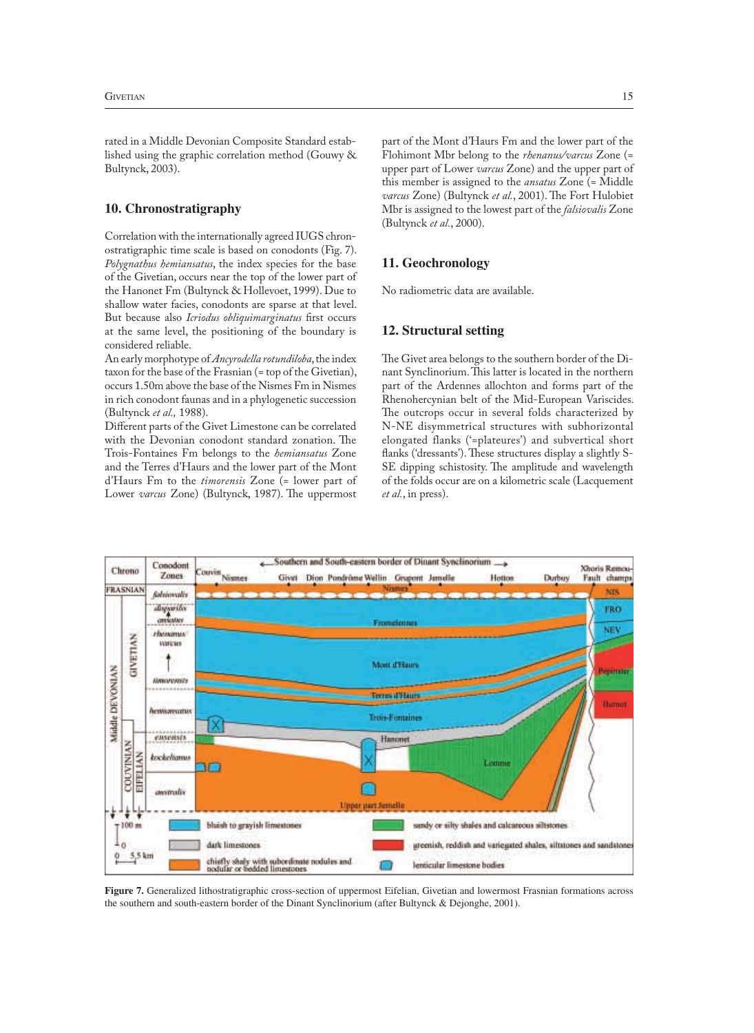rated in a Middle Devonian Composite Standard established using the graphic correlation method (Gouwy & Bultynck, 2003).

## 10. Chronostratigraphy

Correlation with the internationally agreed IUGS chronostratigraphic time scale is based on conodonts (Fig. 7). *Polygnathus hemiansatus*, the index species for the base of the Givetian, occurs near the top of the lower part of the Hanonet Fm (Bultynck & Hollevoet, 1999). Due to shallow water facies, conodonts are sparse at that level. But because also *Icriodus obliquimarginatus* first occurs at the same level, the positioning of the boundary is considered reliable.

An early morphotype of *Ancyrodella rotundiloba*, the index taxon for the base of the Frasnian (= top of the Givetian), occurs 1.50m above the base of the Nismes Fm in Nismes in rich conodont faunas and in a phylogenetic succession (Bultynck *et al.*, 1988).

Different parts of the Givet Limestone can be correlated with the Devonian conodont standard zonation. The Trois-Fontaines Fm belongs to the *hemiansatus* Zone and the Terres d'Haurs and the lower part of the Mont d'Haurs Fm to the *timorensis* Zone (= lower part of Lower *varcus* Zone) (Bultynck, 1987). The uppermost part of the Mont d'Haurs Fm and the lower part of the Flohimont Mbr belong to the *rhenanus/varcus* Zone (= upper part of Lower *varcus* Zone) and the upper part of this member is assigned to the *ansatus* Zone (= Middle *varcus* Zone) (Bultynck *et al.*, 2001). The Fort Hulobiet Mbr is assigned to the lowest part of the *falsiovalis* Zone (Bultynck *et al.*, 2000).

## 11. Geochronology

No radiometric data are available.

## 12. Structural setting

The Givet area belongs to the southern border of the Dinant Synclinorium. This latter is located in the northern part of the Ardennes allochton and forms part of the Rhenohercynian belt of the Mid-European Variscides. The outcrops occur in several folds characterized by N-NE disymmetrical structures with subhorizontal elongated flanks ('=plateures') and subvertical short flanks ('dressants'). These structures display a slightly S-SE dipping schistosity. The amplitude and wavelength of the folds occur are on a kilometric scale (Lacquement *et al.*, in press).

**Figure 7.** Generalized lithostratigraphic cross-section of uppermost Eifelian, Givetian and lowermost Frasnian formations across the southern and south-eastern border of the Dinant Synclinorium (after Bultynck & Dejonghe, 2001).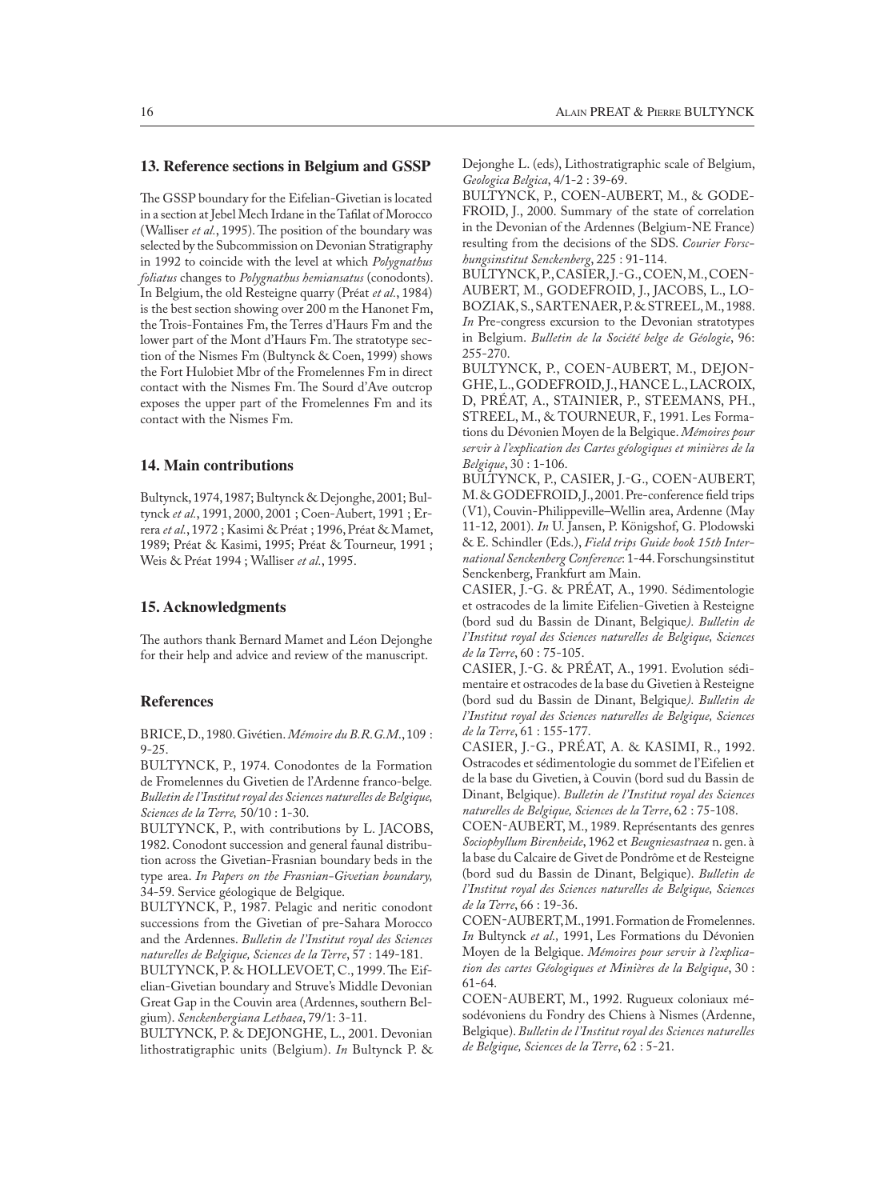## 13. Reference sections in Belgium and GSSP

The GSSP boundary for the Eifelian-Givetian is located in a section at Jebel Mech Irdane in the Tafilat of Morocco (Walliser *et al.*, 1995). The position of the boundary was selected by the Subcommission on Devonian Stratigraphy in 1992 to coincide with the level at which *Polygnathus foliatus* changes to *Polygnathus hemiansatus* (conodonts). In Belgium, the old Resteigne quarry (Préat *et al.*, 1984) is the best section showing over 200 m the Hanonet Fm, the Trois-Fontaines Fm, the Terres d'Haurs Fm and the lower part of the Mont d'Haurs Fm. The stratotype section of the Nismes Fm (Bultynck & Coen, 1999) shows the Fort Hulobiet Mbr of the Fromelennes Fm in direct contact with the Nismes Fm. The Sourd d'Ave outcrop exposes the upper part of the Fromelennes Fm and its contact with the Nismes Fm.

## 14. Main contributions

Bultynck, 1974, 1987; Bultynck & Dejonghe, 2001; Bultynck *et al.*, 1991, 2000, 2001 ; Coen-Aubert, 1991 ; Errera *et al.*, 1972 ; Kasimi & Préat ; 1996, Préat & Mamet, 1989; Préat & Kasimi, 1995; Préat & Tourneur, 1991 ; Weis & Préat 1994 ; Walliser *et al.*, 1995.

## 15. Acknowledgments

The authors thank Bernard Mamet and Léon Dejonghe for their help and advice and review of the manuscript.

## References

BRICE, D., 1980. Givétien. *Mémoire du B.R.G.M.*, 109 : 9-25.

BULTYNCK, P., 1974. Conodontes de la Formation de Fromelennes du Givetien de l'Ardenne franco-belge. *Bulletin de l'Institut royal des Sciences naturelles de Belgique, Sciences de la Terre,* 50/10 : 1-30.

BULTYNCK, P., with contributions by L. JACOBS, 1982. Conodont succession and general faunal distribution across the Givetian-Frasnian boundary beds in the type area. *In Papers on the Frasnian-Givetian boundary,* 34-59. Service géologique de Belgique.

BULTYNCK, P., 1987. Pelagic and neritic conodont successions from the Givetian of pre-Sahara Morocco and the Ardennes. *Bulletin de l'Institut royal des Sciences naturelles de Belgique, Sciences de la Terre*, 57 : 149-181.

BULTYNCK, P. & HOLLEVOET, C., 1999. The Eifelian-Givetian boundary and Struve's Middle Devonian Great Gap in the Couvin area (Ardennes, southern Belgium). *Senckenbergiana Lethaea*, 79/1: 3-11.

BULTYNCK, P. & DEJONGHE, L., 2001. Devonian lithostratigraphic units (Belgium). *In* Bultynck P. & Dejonghe L. (eds), Lithostratigraphic scale of Belgium, *Geologica Belgica*, 4/1-2 : 39-69.

BULTYNCK, P., COEN-AUBERT, M., & GODEFROID, J., 2000. Summary of the state of correlation in the Devonian of the Ardennes (Belgium-NE France) resulting from the decisions of the SDS. *Courier Forschungsinstitut Senckenberg*, 225 : 91-114.

BULTYNCK, P., CASIER, J.-G., COEN, M., COEN-AUBERT, M., GODEFROID, J., JACOBS, L., LOBOZIAK, S., SARTENAER, P. & STREEL, M., 1988. *In* Pre-congress excursion to the Devonian stratotypes in Belgium. *Bulletin de la Société belge de Géologie*, 96: 255-270.

BULTYNCK, P., COEN-AUBERT, M., DEJONGHE, L., GODEFROID, J., HANCE L., LACROIX, D, PRÉAT, A., STAINIER, P., STEEMANS, PH., STREEL, M., & TOURNEUR, F., 1991. Les Formations du Dévonien Moyen de la Belgique. *Mémoires pour servir à l'explication des Cartes géologiques et minières de la Belgique*, 30 : 1-106.

BULTYNCK, P., CASIER, J.-G., COEN-AUBERT, M. & GODEFROID, J., 2001. Pre-conference field trips (V1), Couvin-Philippeville–Wellin area, Ardenne (May 11-12, 2001). *In* U. Jansen, P. Königshof, G. Plodowski & E. Schindler (Eds.), *Field trips Guide book 15th International Senckenberg Conference*: 1-44. Forschungsinstitut Senckenberg, Frankfurt am Main.

CASIER, J.-G. & PRÉAT, A., 1990. Sédimentologie et ostracodes de la limite Eifelien-Givetien à Resteigne (bord sud du Bassin de Dinant, Belgique*). Bulletin de l'Institut royal des Sciences naturelles de Belgique, Sciences de la Terre*, 60 : 75-105.

CASIER, J.-G. & PRÉAT, A., 1991. Evolution sédimentaire et ostracodes de la base du Givetien à Resteigne (bord sud du Bassin de Dinant, Belgique*). Bulletin de l'Institut royal des Sciences naturelles de Belgique, Sciences de la Terre*, 61 : 155-177.

CASIER, J.-G., PRÉAT, A. & KASIMI, R., 1992. Ostracodes et sédimentologie du sommet de l'Eifelien et de la base du Givetien, à Couvin (bord sud du Bassin de Dinant, Belgique). *Bulletin de l'Institut royal des Sciences naturelles de Belgique, Sciences de la Terre*, 62 : 75-108.

COEN-AUBERT, M., 1989. Représentants des genres *Sociophyllum Birenheide*, 1962 et *Beugniesastraea* n. gen. à la base du Calcaire de Givet de Pondrôme et de Resteigne (bord sud du Bassin de Dinant, Belgique). *Bulletin de l'Institut royal des Sciences naturelles de Belgique, Sciences de la Terre*, 66 : 19-36.

COEN-AUBERT, M., 1991. Formation de Fromelennes. *In* Bultynck *et al.,* 1991, Les Formations du Dévonien Moyen de la Belgique. *Mémoires pour servir à l'explication des cartes Géologiques et Minières de la Belgique*, 30 : 61-64.

COEN-AUBERT, M., 1992. Rugueux coloniaux mésodévoniens du Fondry des Chiens à Nismes (Ardenne, Belgique). *Bulletin de l'Institut royal des Sciences naturelles de Belgique, Sciences de la Terre*, 62 : 5-21.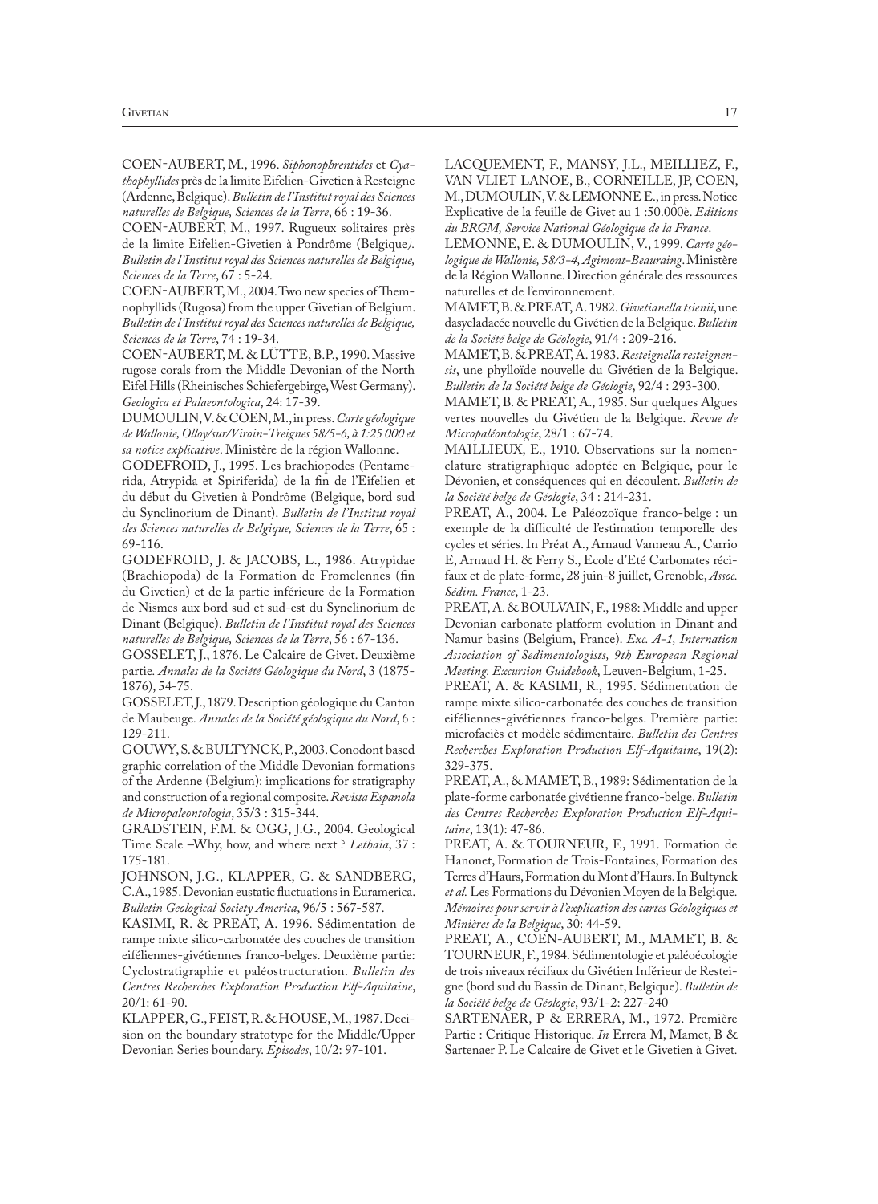COEN-AUBERT, M., 1996. *Siphonophrentides* et *Cyathophyllides* près de la limite Eifelien-Givetien à Resteigne (Ardenne, Belgique). *Bulletin de l'Institut royal des Sciences naturelles de Belgique, Sciences de la Terre*, 66 : 19-36.

COEN-AUBERT, M., 1997. Rugueux solitaires près de la limite Eifelien-Givetien à Pondrôme (Belgique*). Bulletin de l'Institut royal des Sciences naturelles de Belgique, Sciences de la Terre*, 67 : 5-24.

COEN-AUBERT, M., 2004. Two new species of Themnophyllids (Rugosa) from the upper Givetian of Belgium. *Bulletin de l'Institut royal des Sciences naturelles de Belgique, Sciences de la Terre*, 74 : 19-34.

COEN-AUBERT, M. & LÜTTE, B.P., 1990. Massive rugose corals from the Middle Devonian of the North Eifel Hills (Rheinisches Schiefergebirge, West Germany). *Geologica et Palaeontologica*, 24: 17-39.

DUMOULIN, V. & COEN, M., in press. *Carte géologique de Wallonie, Olloy/sur/Viroin-Treignes 58/5-6, à 1:25 000 et sa notice explicative*. Ministère de la région Wallonne.

GODEFROID, J., 1995. Les brachiopodes (Pentamerida, Atrypida et Spiriferida) de la fin de l'Eifelien et du début du Givetien à Pondrôme (Belgique, bord sud du Synclinorium de Dinant). *Bulletin de l'Institut royal des Sciences naturelles de Belgique, Sciences de la Terre*, 65 : 69-116.

GODEFROID, J. & JACOBS, L., 1986. Atrypidae (Brachiopoda) de la Formation de Fromelennes (fin du Givetien) et de la partie inférieure de la Formation de Nismes aux bord sud et sud-est du Synclinorium de Dinant (Belgique). *Bulletin de l'Institut royal des Sciences naturelles de Belgique, Sciences de la Terre*, 56 : 67-136.

GOSSELET, J., 1876. Le Calcaire de Givet. Deuxième partie. *Annales de la Société Géologique du Nord*, 3 (1875-1876), 54-75.

GOSSELET, J., 1879. Description géologique du Canton de Maubeuge. *Annales de la Société géologique du Nord*, 6 : 129-211.

GOUWY, S. & BULTYNCK, P., 2003. Conodont based graphic correlation of the Middle Devonian formations of the Ardenne (Belgium): implications for stratigraphy and construction of a regional composite. *Revista Espanola de Micropaleontologia*, 35/3 : 315-344.

GRADSTEIN, F.M. & OGG, J.G., 2004. Geological Time Scale –Why, how, and where next ? *Lethaia*, 37 : 175-181.

JOHNSON, J.G., KLAPPER, G. & SANDBERG, C.A., 1985. Devonian eustatic fluctuations in Euramerica. *Bulletin Geological Society America*, 96/5 : 567-587.

KASIMI, R. & PREAT, A. 1996. Sédimentation de rampe mixte silico-carbonatée des couches de transition eiféliennes-givétiennes franco-belges. Deuxième partie: Cyclostratigraphie et paléostructuration. *Bulletin des Centres Recherches Exploration Production Elf-Aquitaine*, 20/1: 61-90.

KLAPPER, G., FEIST, R. & HOUSE, M., 1987. Decision on the boundary stratotype for the Middle/Upper Devonian Series boundary. *Episodes*, 10/2: 97-101.

LACQUEMENT, F., MANSY, J.L., MEILLIEZ, F., VAN VLIET LANOE, B., CORNEILLE, JP, COEN, M., DUMOULIN, V. & LEMONNE E., in press. Notice Explicative de la feuille de Givet au 1 :50.000è. *Editions du BRGM, Service National Géologique de la France*.

LEMONNE, E. & DUMOULIN, V., 1999. *Carte géologique de Wallonie, 58/3-4, Agimont-Beauraing*. Ministère de la Région Wallonne. Direction générale des ressources naturelles et de l'environnement.

MAMET, B. & PREAT, A. 1982. *Givetianella tsienii*, une dasycladacée nouvelle du Givétien de la Belgique. *Bulletin de la Société belge de Géologie*, 91/4 : 209-216.

MAMET, B. & PREAT, A. 1983. *Resteignella resteignensis*, une phylloïde nouvelle du Givétien de la Belgique. *Bulletin de la Société belge de Géologie*, 92/4 : 293-300.

MAMET, B. & PREAT, A., 1985. Sur quelques Algues vertes nouvelles du Givétien de la Belgique. *Revue de Micropaléontologie*, 28/1 : 67-74.

MAILLIEUX, E., 1910. Observations sur la nomenclature stratigraphique adoptée en Belgique, pour le Dévonien, et conséquences qui en découlent. *Bulletin de la Société belge de Géologie*, 34 : 214-231.

PREAT, A., 2004. Le Paléozoïque franco-belge : un exemple de la difficulté de l'estimation temporelle des cycles et séries. In Préat A., Arnaud Vanneau A., Carrio E, Arnaud H. & Ferry S., Ecole d'Eté Carbonates récifaux et de plate-forme, 28 juin-8 juillet, Grenoble, *Assoc. Sédim. France*, 1-23.

PREAT, A. & BOULVAIN, F., 1988: Middle and upper Devonian carbonate platform evolution in Dinant and Namur basins (Belgium, France). *Exc. A-1, International Association of Sedimentologists, 9th European Regional Meeting. Excursion Guidebook*, Leuven-Belgium, 1-25.

PREAT, A. & KASIMI, R., 1995. Sédimentation de rampe mixte silico-carbonatée des couches de transition eiféliennes-givétiennes franco-belges. Première partie: microfaciès et modèle sédimentaire. *Bulletin des Centres Recherches Exploration Production Elf-Aquitaine*, 19(2): 329-375.

PREAT, A., & MAMET, B., 1989: Sédimentation de la plate-forme carbonatée givétienne franco-belge. *Bulletin des Centres Recherches Exploration Production Elf-Aquitaine*, 13(1): 47-86.

PREAT, A. & TOURNEUR, F., 1991. Formation de Hanonet, Formation de Trois-Fontaines, Formation des Terres d'Haurs, Formation du Mont d'Haurs. In Bultynck *et al.* Les Formations du Dévonien Moyen de la Belgique. *Mémoires pour servir à l'explication des cartes Géologiques et Minières de la Belgique*, 30: 44-59.

PREAT, A., COEN-AUBERT, M., MAMET, B. & TOURNEUR, F., 1984. Sédimentologie et paléoécologie de trois niveaux récifaux du Givétien Inférieur de Resteigne (bord sud du Bassin de Dinant, Belgique). *Bulletin de la Société belge de Géologie*, 93/1-2: 227-240

SARTENAER, P & ERRERA, M., 1972. Première Partie : Critique Historique. *In* Errera M, Mamet, B & Sartenaer P. Le Calcaire de Givet et le Givetien à Givet.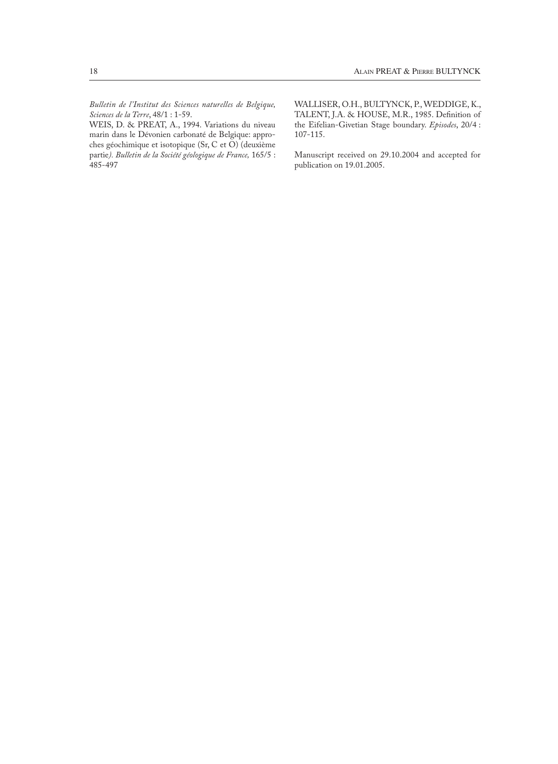*Bulletin de l'Institut des Sciences naturelles de Belgique, Sciences de la Terre*, 48/1 : 1-59.

WEIS, D. & PREAT, A., 1994. Variations du niveau marin dans le Dévonien carbonaté de Belgique: approches géochimique et isotopique (Sr, C et O) (deuxième partie*). Bulletin de la Société géologique de France,* 165/5 : 485-497

WALLISER, O.H., BULTYNCK, P., WEDDIGE, K., TALENT, J.A. & HOUSE, M.R., 1985. Definition of the Eifelian-Givetian Stage boundary. *Episodes*, 20/4 : 107-115.

Manuscript received on 29.10.2004 and accepted for publication on 19.01.2005.